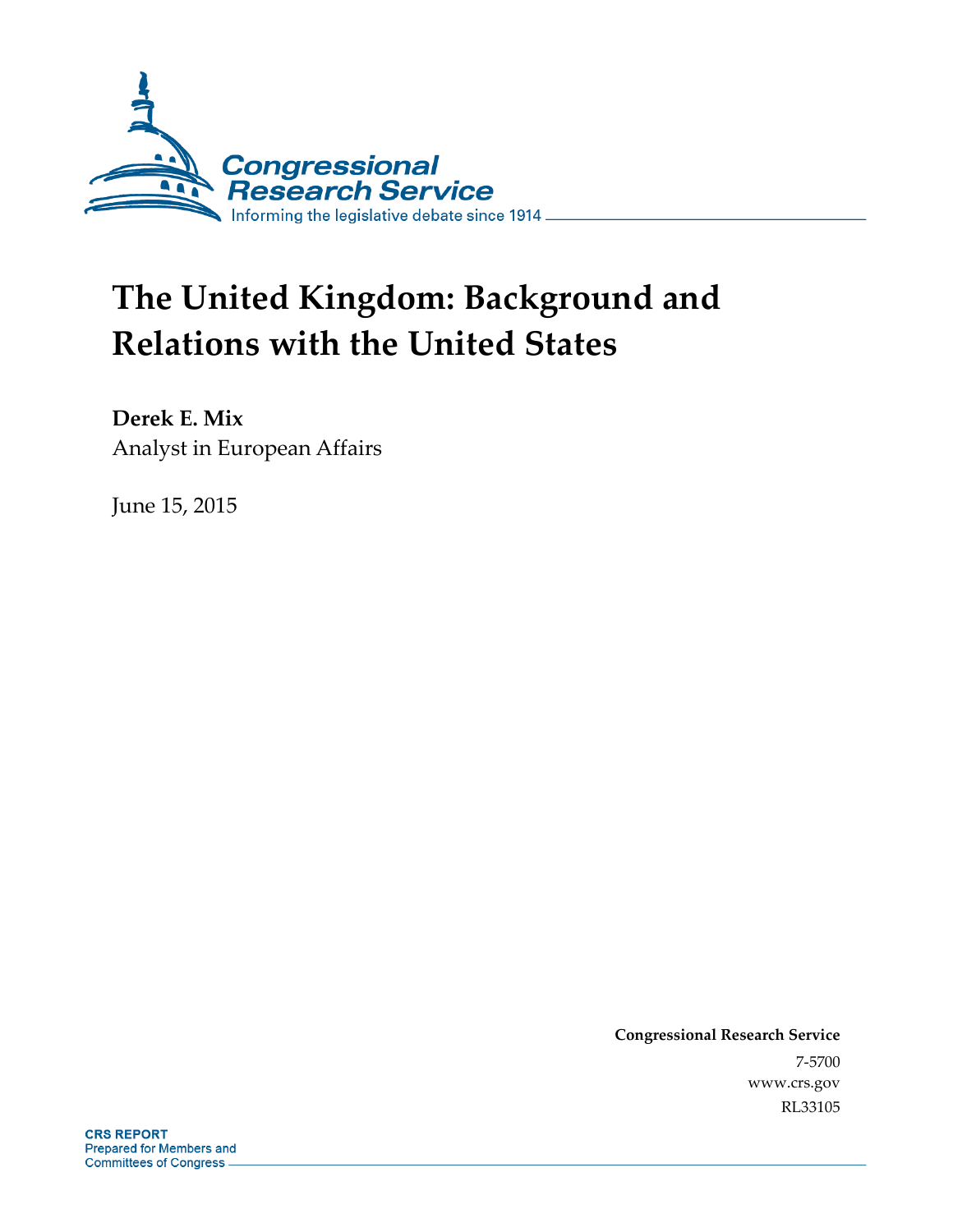Congressional Research Service

Informing the legislative debate since 1914

# The United Kingdom: Background and Relations with the United States

**Derek E. Mix**

Analyst in European Affairs

June 15, 2015

**Congressional Research Service**

7-5700

www.crs.gov

RL33105

**CRS REPORT**

Prepared for Members and Committees of Congress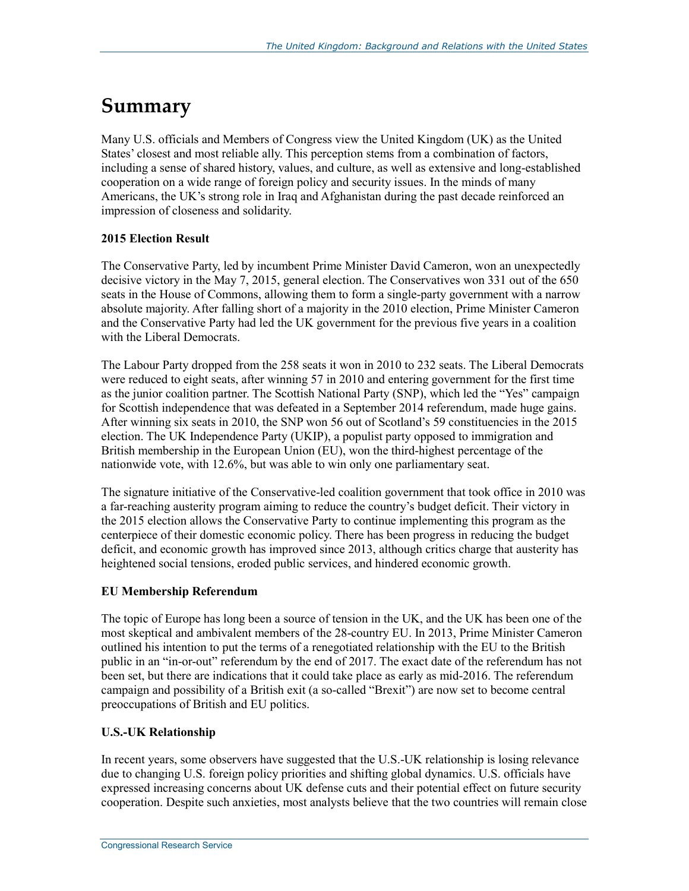# Summary

Many U.S. officials and Members of Congress view the United Kingdom (UK) as the United States' closest and most reliable ally. This perception stems from a combination of factors, including a sense of shared history, values, and culture, as well as extensive and long-established cooperation on a wide range of foreign policy and security issues. In the minds of many Americans, the UK's strong role in Iraq and Afghanistan during the past decade reinforced an impression of closeness and solidarity.

**2015 Election Result**

The Conservative Party, led by incumbent Prime Minister David Cameron, won an unexpectedly decisive victory in the May 7, 2015, general election. The Conservatives won 331 out of the 650 seats in the House of Commons, allowing them to form a single-party government with a narrow absolute majority. After falling short of a majority in the 2010 election, Prime Minister Cameron and the Conservative Party had led the UK government for the previous five years in a coalition with the Liberal Democrats.

The Labour Party dropped from the 258 seats it won in 2010 to 232 seats. The Liberal Democrats were reduced to eight seats, after winning 57 in 2010 and entering government for the first time as the junior coalition partner. The Scottish National Party (SNP), which led the "Yes" campaign for Scottish independence that was defeated in a September 2014 referendum, made huge gains. After winning six seats in 2010, the SNP won 56 out of Scotland's 59 constituencies in the 2015 election. The UK Independence Party (UKIP), a populist party opposed to immigration and British membership in the European Union (EU), won the third-highest percentage of the nationwide vote, with 12.6%, but was able to win only one parliamentary seat.

The signature initiative of the Conservative-led coalition government that took office in 2010 was a far-reaching austerity program aiming to reduce the country's budget deficit. Their victory in the 2015 election allows the Conservative Party to continue implementing this program as the centerpiece of their domestic economic policy. There has been progress in reducing the budget deficit, and economic growth has improved since 2013, although critics charge that austerity has heightened social tensions, eroded public services, and hindered economic growth.

**EU Membership Referendum**

The topic of Europe has long been a source of tension in the UK, and the UK has been one of the most skeptical and ambivalent members of the 28-country EU. In 2013, Prime Minister Cameron outlined his intention to put the terms of a renegotiated relationship with the EU to the British public in an "in-or-out" referendum by the end of 2017. The exact date of the referendum has not been set, but there are indications that it could take place as early as mid-2016. The referendum campaign and possibility of a British exit (a so-called "Brexit") are now set to become central preoccupations of British and EU politics.

**U.S.-UK Relationship**

In recent years, some observers have suggested that the U.S.-UK relationship is losing relevance due to changing U.S. foreign policy priorities and shifting global dynamics. U.S. officials have expressed increasing concerns about UK defense cuts and their potential effect on future security cooperation. Despite such anxieties, most analysts believe that the two countries will remain close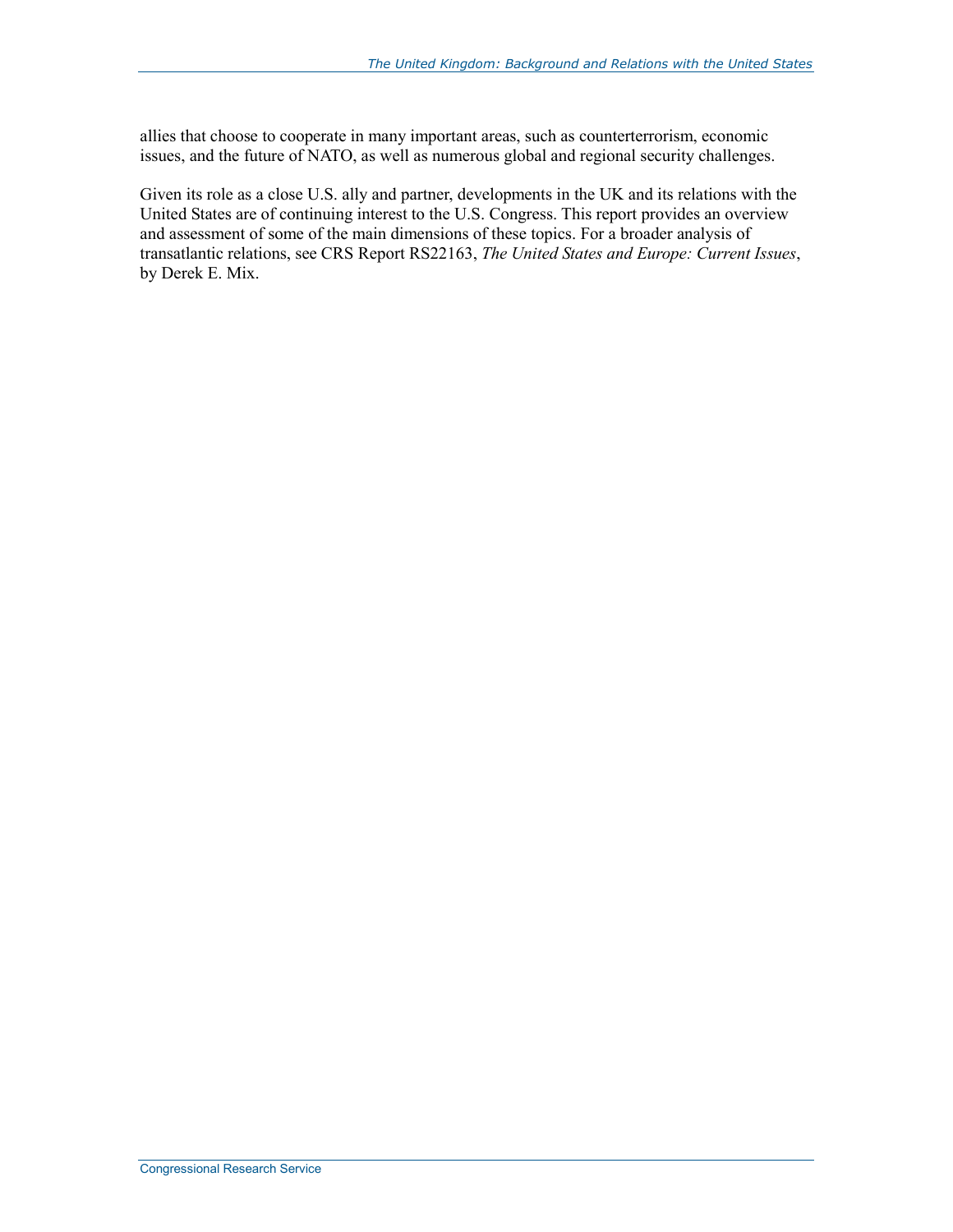allies that choose to cooperate in many important areas, such as counterterrorism, economic issues, and the future of NATO, as well as numerous global and regional security challenges.

Given its role as a close U.S. ally and partner, developments in the UK and its relations with the United States are of continuing interest to the U.S. Congress. This report provides an overview and assessment of some of the main dimensions of these topics. For a broader analysis of transatlantic relations, see CRS Report RS22163, *The United States and Europe: Current Issues*, by Derek E. Mix.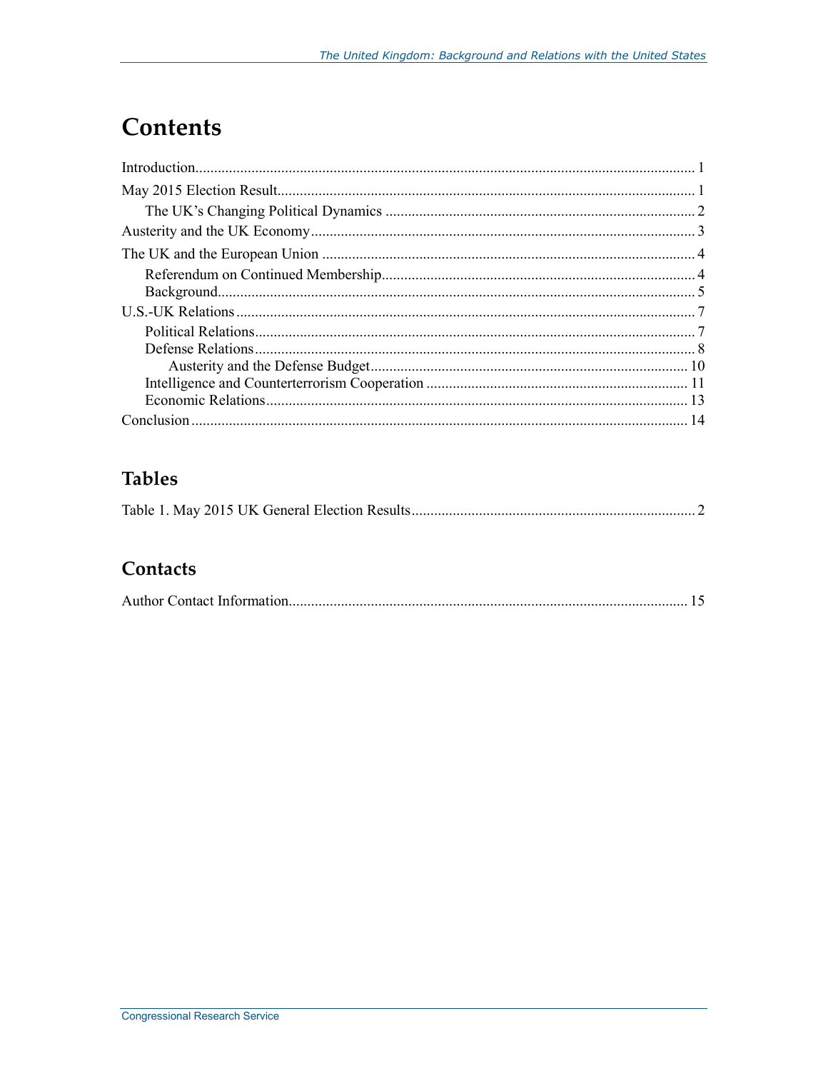# Contents

Introduction .......... 1

May 2015 Election Result .......... 1

- The UK's Changing Political Dynamics .......... 2

Austerity and the UK Economy .......... 3

The UK and the European Union .......... 4

- Referendum on Continued Membership .......... 4
- Background .......... 5

U.S.-UK Relations .......... 7

- Political Relations .......... 7
- Defense Relations .......... 8
  - Austerity and the Defense Budget .......... 10
- Intelligence and Counterterrorism Cooperation .......... 11
- Economic Relations .......... 13

Conclusion .......... 14

## Tables

Table 1. May 2015 UK General Election Results .......... 2

## Contacts

Author Contact Information .......... 15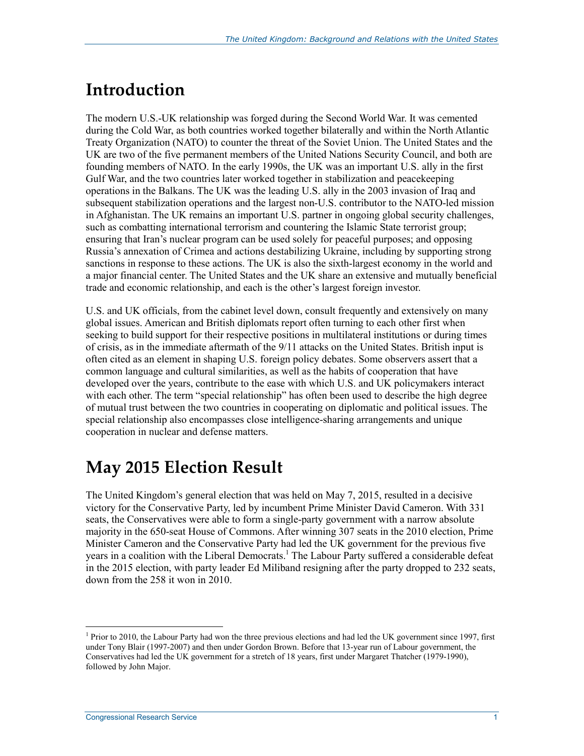# Introduction

The modern U.S.-UK relationship was forged during the Second World War. It was cemented during the Cold War, as both countries worked together bilaterally and within the North Atlantic Treaty Organization (NATO) to counter the threat of the Soviet Union. The United States and the UK are two of the five permanent members of the United Nations Security Council, and both are founding members of NATO. In the early 1990s, the UK was an important U.S. ally in the first Gulf War, and the two countries later worked together in stabilization and peacekeeping operations in the Balkans. The UK was the leading U.S. ally in the 2003 invasion of Iraq and subsequent stabilization operations and the largest non-U.S. contributor to the NATO-led mission in Afghanistan. The UK remains an important U.S. partner in ongoing global security challenges, such as combatting international terrorism and countering the Islamic State terrorist group; ensuring that Iran's nuclear program can be used solely for peaceful purposes; and opposing Russia's annexation of Crimea and actions destabilizing Ukraine, including by supporting strong sanctions in response to these actions. The UK is also the sixth-largest economy in the world and a major financial center. The United States and the UK share an extensive and mutually beneficial trade and economic relationship, and each is the other's largest foreign investor.

U.S. and UK officials, from the cabinet level down, consult frequently and extensively on many global issues. American and British diplomats report often turning to each other first when seeking to build support for their respective positions in multilateral institutions or during times of crisis, as in the immediate aftermath of the 9/11 attacks on the United States. British input is often cited as an element in shaping U.S. foreign policy debates. Some observers assert that a common language and cultural similarities, as well as the habits of cooperation that have developed over the years, contribute to the ease with which U.S. and UK policymakers interact with each other. The term "special relationship" has often been used to describe the high degree of mutual trust between the two countries in cooperating on diplomatic and political issues. The special relationship also encompasses close intelligence-sharing arrangements and unique cooperation in nuclear and defense matters.

# May 2015 Election Result

The United Kingdom's general election that was held on May 7, 2015, resulted in a decisive victory for the Conservative Party, led by incumbent Prime Minister David Cameron. With 331 seats, the Conservatives were able to form a single-party government with a narrow absolute majority in the 650-seat House of Commons. After winning 307 seats in the 2010 election, Prime Minister Cameron and the Conservative Party had led the UK government for the previous five years in a coalition with the Liberal Democrats.[1] The Labour Party suffered a considerable defeat in the 2015 election, with party leader Ed Miliband resigning after the party dropped to 232 seats, down from the 258 it won in 2010.

[1] Prior to 2010, the Labour Party had won the three previous elections and had led the UK government since 1997, first under Tony Blair (1997-2007) and then under Gordon Brown. Before that 13-year run of Labour government, the Conservatives had led the UK government for a stretch of 18 years, first under Margaret Thatcher (1979-1990), followed by John Major.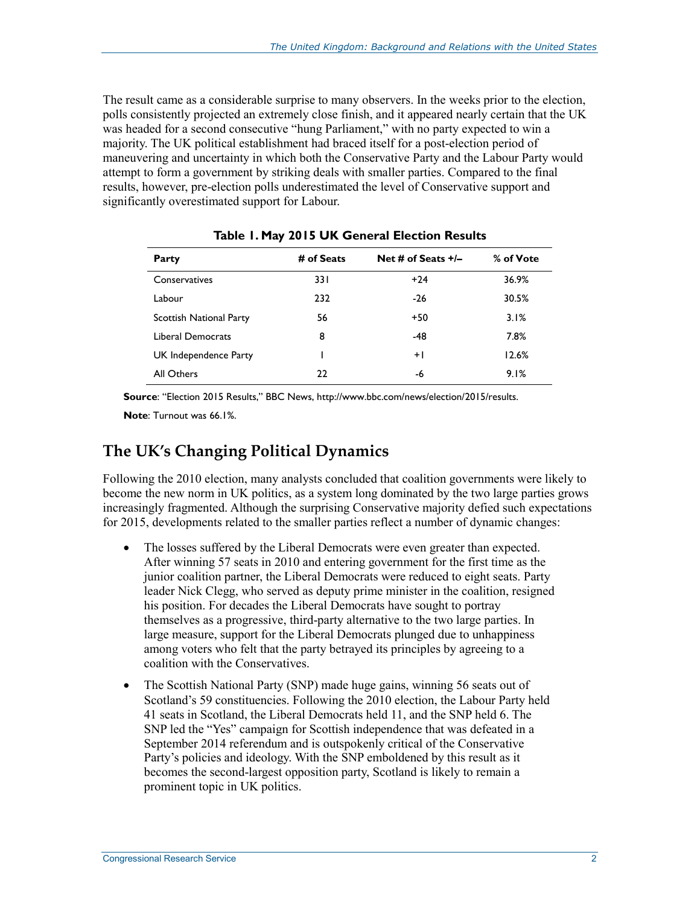The result came as a considerable surprise to many observers. In the weeks prior to the election, polls consistently projected an extremely close finish, and it appeared nearly certain that the UK was headed for a second consecutive "hung Parliament," with no party expected to win a majority. The UK political establishment had braced itself for a post-election period of maneuvering and uncertainty in which both the Conservative Party and the Labour Party would attempt to form a government by striking deals with smaller parties. Compared to the final results, however, pre-election polls underestimated the level of Conservative support and significantly overestimated support for Labour.

**Table 1. May 2015 UK General Election Results**

| Party | # of Seats | Net # of Seats +/– | % of Vote |
|---|---|---|---|
| Conservatives | 331 | +24 | 36.9% |
| Labour | 232 | -26 | 30.5% |
| Scottish National Party | 56 | +50 | 3.1% |
| Liberal Democrats | 8 | -48 | 7.8% |
| UK Independence Party | 1 | +1 | 12.6% |
| All Others | 22 | -6 | 9.1% |

**Source**: "Election 2015 Results," BBC News, http://www.bbc.com/news/election/2015/results.

**Note**: Turnout was 66.1%.

## The UK's Changing Political Dynamics

Following the 2010 election, many analysts concluded that coalition governments were likely to become the new norm in UK politics, as a system long dominated by the two large parties grows increasingly fragmented. Although the surprising Conservative majority defied such expectations for 2015, developments related to the smaller parties reflect a number of dynamic changes:

- The losses suffered by the Liberal Democrats were even greater than expected. After winning 57 seats in 2010 and entering government for the first time as the junior coalition partner, the Liberal Democrats were reduced to eight seats. Party leader Nick Clegg, who served as deputy prime minister in the coalition, resigned his position. For decades the Liberal Democrats have sought to portray themselves as a progressive, third-party alternative to the two large parties. In large measure, support for the Liberal Democrats plunged due to unhappiness among voters who felt that the party betrayed its principles by agreeing to a coalition with the Conservatives.

- The Scottish National Party (SNP) made huge gains, winning 56 seats out of Scotland's 59 constituencies. Following the 2010 election, the Labour Party held 41 seats in Scotland, the Liberal Democrats held 11, and the SNP held 6. The SNP led the "Yes" campaign for Scottish independence that was defeated in a September 2014 referendum and is outspokenly critical of the Conservative Party's policies and ideology. With the SNP emboldened by this result as it becomes the second-largest opposition party, Scotland is likely to remain a prominent topic in UK politics.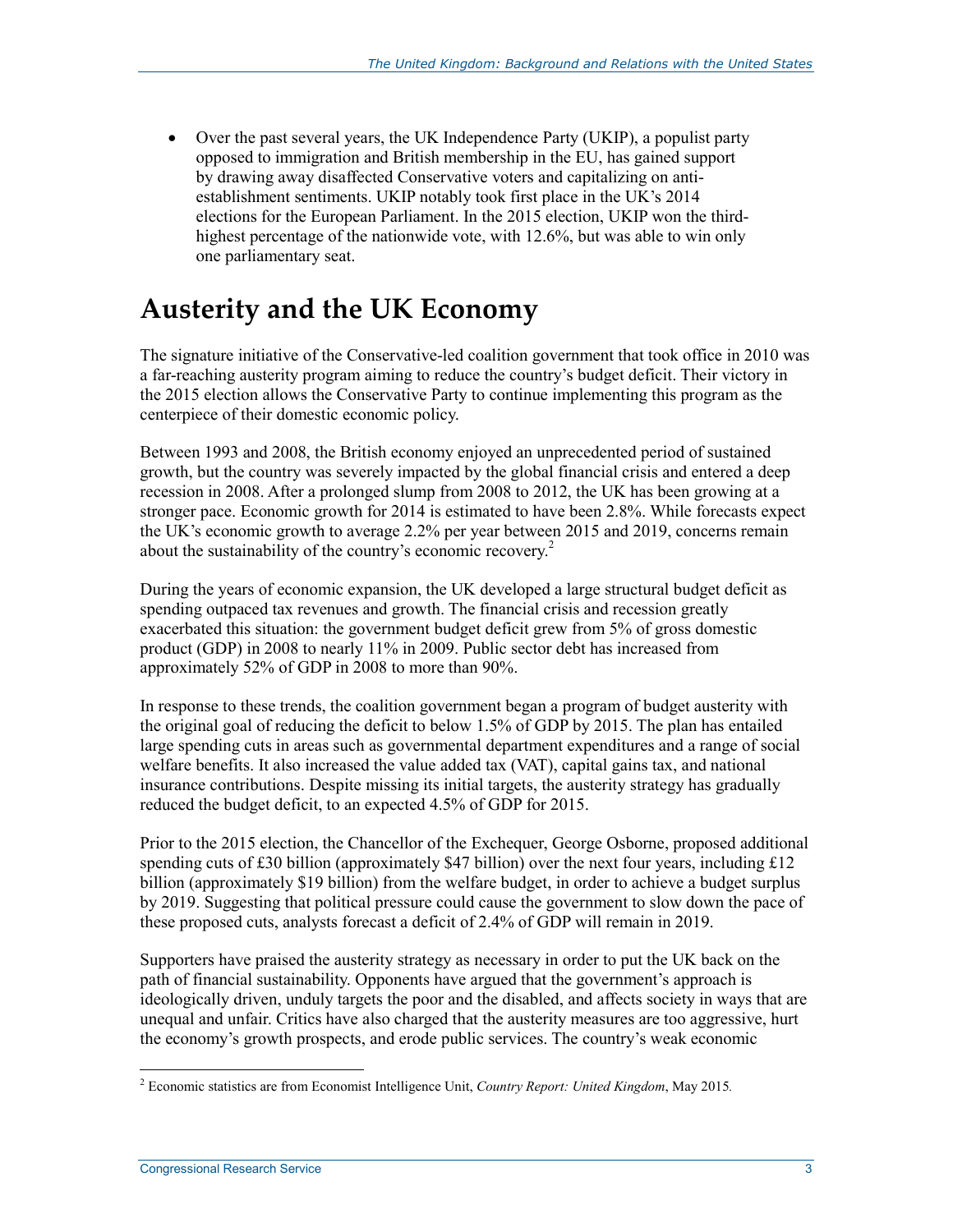- Over the past several years, the UK Independence Party (UKIP), a populist party opposed to immigration and British membership in the EU, has gained support by drawing away disaffected Conservative voters and capitalizing on anti-establishment sentiments. UKIP notably took first place in the UK's 2014 elections for the European Parliament. In the 2015 election, UKIP won the third-highest percentage of the nationwide vote, with 12.6%, but was able to win only one parliamentary seat.

## Austerity and the UK Economy

The signature initiative of the Conservative-led coalition government that took office in 2010 was a far-reaching austerity program aiming to reduce the country's budget deficit. Their victory in the 2015 election allows the Conservative Party to continue implementing this program as the centerpiece of their domestic economic policy.

Between 1993 and 2008, the British economy enjoyed an unprecedented period of sustained growth, but the country was severely impacted by the global financial crisis and entered a deep recession in 2008. After a prolonged slump from 2008 to 2012, the UK has been growing at a stronger pace. Economic growth for 2014 is estimated to have been 2.8%. While forecasts expect the UK's economic growth to average 2.2% per year between 2015 and 2019, concerns remain about the sustainability of the country's economic recovery.[2]

During the years of economic expansion, the UK developed a large structural budget deficit as spending outpaced tax revenues and growth. The financial crisis and recession greatly exacerbated this situation: the government budget deficit grew from 5% of gross domestic product (GDP) in 2008 to nearly 11% in 2009. Public sector debt has increased from approximately 52% of GDP in 2008 to more than 90%.

In response to these trends, the coalition government began a program of budget austerity with the original goal of reducing the deficit to below 1.5% of GDP by 2015. The plan has entailed large spending cuts in areas such as governmental department expenditures and a range of social welfare benefits. It also increased the value added tax (VAT), capital gains tax, and national insurance contributions. Despite missing its initial targets, the austerity strategy has gradually reduced the budget deficit, to an expected 4.5% of GDP for 2015.

Prior to the 2015 election, the Chancellor of the Exchequer, George Osborne, proposed additional spending cuts of £30 billion (approximately $47 billion) over the next four years, including £12 billion (approximately $19 billion) from the welfare budget, in order to achieve a budget surplus by 2019. Suggesting that political pressure could cause the government to slow down the pace of these proposed cuts, analysts forecast a deficit of 2.4% of GDP will remain in 2019.

Supporters have praised the austerity strategy as necessary in order to put the UK back on the path of financial sustainability. Opponents have argued that the government's approach is ideologically driven, unduly targets the poor and the disabled, and affects society in ways that are unequal and unfair. Critics have also charged that the austerity measures are too aggressive, hurt the economy's growth prospects, and erode public services. The country's weak economic

[2] Economic statistics are from Economist Intelligence Unit, *Country Report: United Kingdom*, May 2015.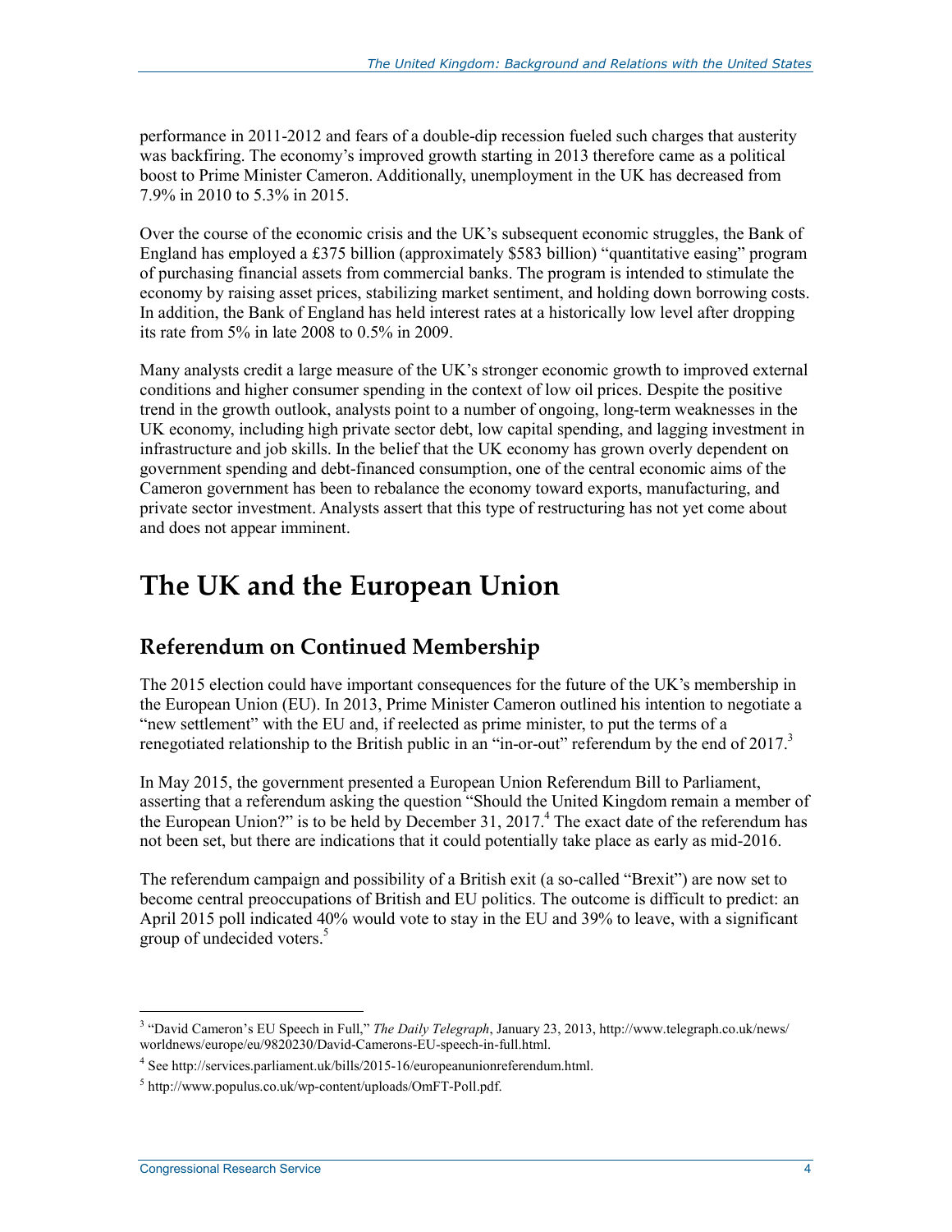performance in 2011-2012 and fears of a double-dip recession fueled such charges that austerity was backfiring. The economy's improved growth starting in 2013 therefore came as a political boost to Prime Minister Cameron. Additionally, unemployment in the UK has decreased from 7.9% in 2010 to 5.3% in 2015.

Over the course of the economic crisis and the UK's subsequent economic struggles, the Bank of England has employed a £375 billion (approximately $583 billion) "quantitative easing" program of purchasing financial assets from commercial banks. The program is intended to stimulate the economy by raising asset prices, stabilizing market sentiment, and holding down borrowing costs. In addition, the Bank of England has held interest rates at a historically low level after dropping its rate from 5% in late 2008 to 0.5% in 2009.

Many analysts credit a large measure of the UK's stronger economic growth to improved external conditions and higher consumer spending in the context of low oil prices. Despite the positive trend in the growth outlook, analysts point to a number of ongoing, long-term weaknesses in the UK economy, including high private sector debt, low capital spending, and lagging investment in infrastructure and job skills. In the belief that the UK economy has grown overly dependent on government spending and debt-financed consumption, one of the central economic aims of the Cameron government has been to rebalance the economy toward exports, manufacturing, and private sector investment. Analysts assert that this type of restructuring has not yet come about and does not appear imminent.

# The UK and the European Union

## Referendum on Continued Membership

The 2015 election could have important consequences for the future of the UK's membership in the European Union (EU). In 2013, Prime Minister Cameron outlined his intention to negotiate a "new settlement" with the EU and, if reelected as prime minister, to put the terms of a renegotiated relationship to the British public in an "in-or-out" referendum by the end of 2017.[3]

In May 2015, the government presented a European Union Referendum Bill to Parliament, asserting that a referendum asking the question "Should the United Kingdom remain a member of the European Union?" is to be held by December 31, 2017.[4] The exact date of the referendum has not been set, but there are indications that it could potentially take place as early as mid-2016.

The referendum campaign and possibility of a British exit (a so-called "Brexit") are now set to become central preoccupations of British and EU politics. The outcome is difficult to predict: an April 2015 poll indicated 40% would vote to stay in the EU and 39% to leave, with a significant group of undecided voters.[5]

---

[3] "David Cameron's EU Speech in Full," *The Daily Telegraph*, January 23, 2013, http://www.telegraph.co.uk/news/worldnews/europe/eu/9820230/David-Camerons-EU-speech-in-full.html.

[4] See http://services.parliament.uk/bills/2015-16/europeanunionreferendum.html.

[5] http://www.populus.co.uk/wp-content/uploads/OmFT-Poll.pdf.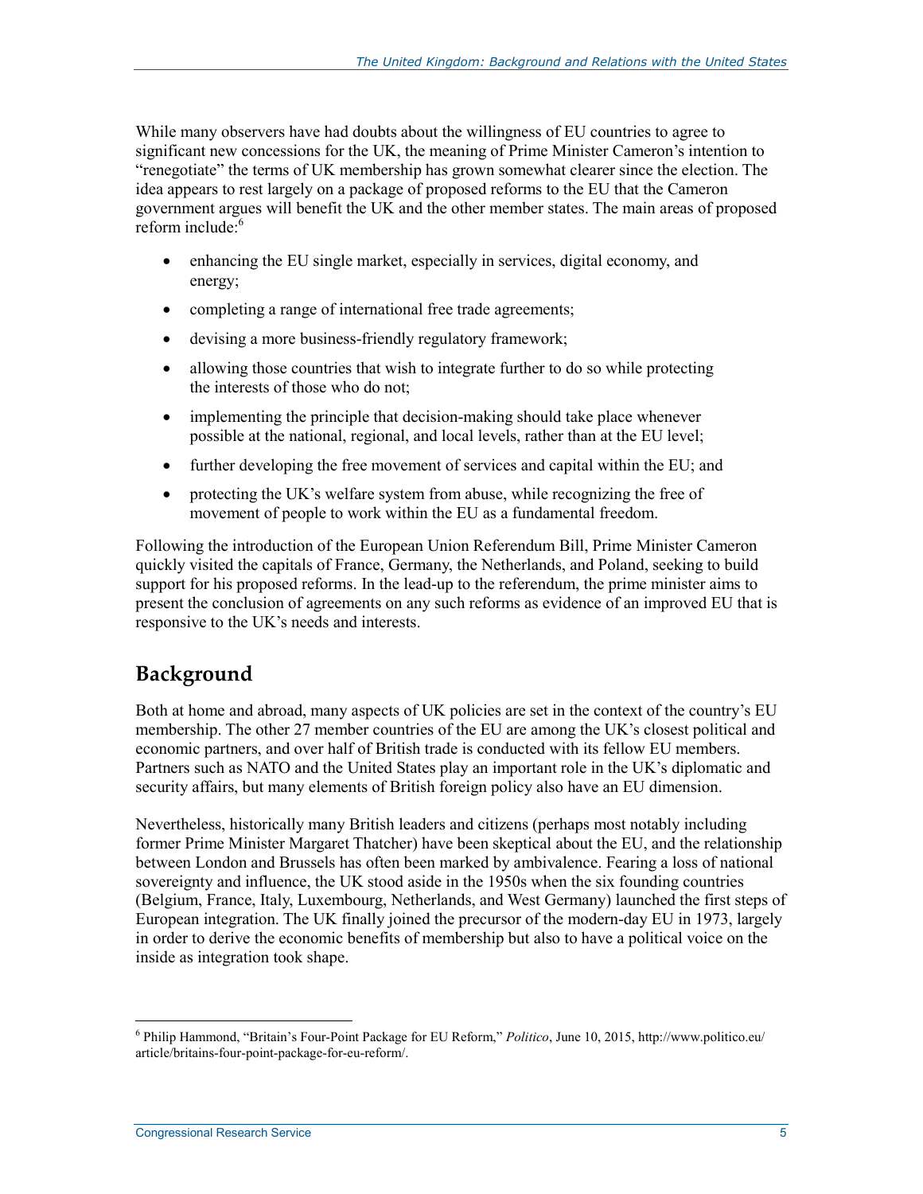While many observers have had doubts about the willingness of EU countries to agree to significant new concessions for the UK, the meaning of Prime Minister Cameron's intention to "renegotiate" the terms of UK membership has grown somewhat clearer since the election. The idea appears to rest largely on a package of proposed reforms to the EU that the Cameron government argues will benefit the UK and the other member states. The main areas of proposed reform include:[6]

- enhancing the EU single market, especially in services, digital economy, and energy;
- completing a range of international free trade agreements;
- devising a more business-friendly regulatory framework;
- allowing those countries that wish to integrate further to do so while protecting the interests of those who do not;
- implementing the principle that decision-making should take place whenever possible at the national, regional, and local levels, rather than at the EU level;
- further developing the free movement of services and capital within the EU; and
- protecting the UK's welfare system from abuse, while recognizing the free of movement of people to work within the EU as a fundamental freedom.

Following the introduction of the European Union Referendum Bill, Prime Minister Cameron quickly visited the capitals of France, Germany, the Netherlands, and Poland, seeking to build support for his proposed reforms. In the lead-up to the referendum, the prime minister aims to present the conclusion of agreements on any such reforms as evidence of an improved EU that is responsive to the UK's needs and interests.

## Background

Both at home and abroad, many aspects of UK policies are set in the context of the country's EU membership. The other 27 member countries of the EU are among the UK's closest political and economic partners, and over half of British trade is conducted with its fellow EU members. Partners such as NATO and the United States play an important role in the UK's diplomatic and security affairs, but many elements of British foreign policy also have an EU dimension.

Nevertheless, historically many British leaders and citizens (perhaps most notably including former Prime Minister Margaret Thatcher) have been skeptical about the EU, and the relationship between London and Brussels has often been marked by ambivalence. Fearing a loss of national sovereignty and influence, the UK stood aside in the 1950s when the six founding countries (Belgium, France, Italy, Luxembourg, Netherlands, and West Germany) launched the first steps of European integration. The UK finally joined the precursor of the modern-day EU in 1973, largely in order to derive the economic benefits of membership but also to have a political voice on the inside as integration took shape.

---

[6] Philip Hammond, "Britain's Four-Point Package for EU Reform," *Politico*, June 10, 2015, http://www.politico.eu/article/britains-four-point-package-for-eu-reform/.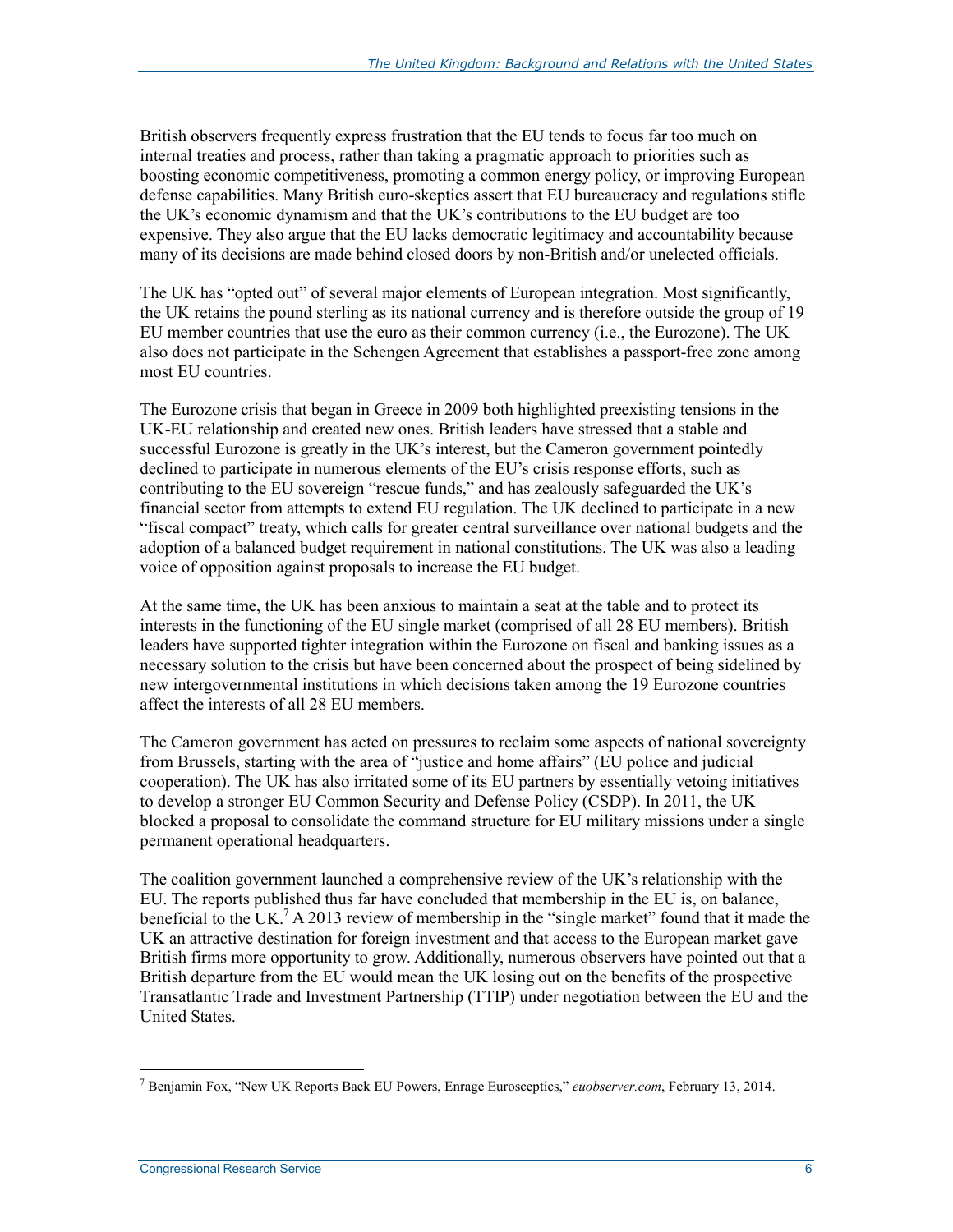British observers frequently express frustration that the EU tends to focus far too much on internal treaties and process, rather than taking a pragmatic approach to priorities such as boosting economic competitiveness, promoting a common energy policy, or improving European defense capabilities. Many British euro-skeptics assert that EU bureaucracy and regulations stifle the UK's economic dynamism and that the UK's contributions to the EU budget are too expensive. They also argue that the EU lacks democratic legitimacy and accountability because many of its decisions are made behind closed doors by non-British and/or unelected officials.

The UK has "opted out" of several major elements of European integration. Most significantly, the UK retains the pound sterling as its national currency and is therefore outside the group of 19 EU member countries that use the euro as their common currency (i.e., the Eurozone). The UK also does not participate in the Schengen Agreement that establishes a passport-free zone among most EU countries.

The Eurozone crisis that began in Greece in 2009 both highlighted preexisting tensions in the UK-EU relationship and created new ones. British leaders have stressed that a stable and successful Eurozone is greatly in the UK's interest, but the Cameron government pointedly declined to participate in numerous elements of the EU's crisis response efforts, such as contributing to the EU sovereign "rescue funds," and has zealously safeguarded the UK's financial sector from attempts to extend EU regulation. The UK declined to participate in a new "fiscal compact" treaty, which calls for greater central surveillance over national budgets and the adoption of a balanced budget requirement in national constitutions. The UK was also a leading voice of opposition against proposals to increase the EU budget.

At the same time, the UK has been anxious to maintain a seat at the table and to protect its interests in the functioning of the EU single market (comprised of all 28 EU members). British leaders have supported tighter integration within the Eurozone on fiscal and banking issues as a necessary solution to the crisis but have been concerned about the prospect of being sidelined by new intergovernmental institutions in which decisions taken among the 19 Eurozone countries affect the interests of all 28 EU members.

The Cameron government has acted on pressures to reclaim some aspects of national sovereignty from Brussels, starting with the area of "justice and home affairs" (EU police and judicial cooperation). The UK has also irritated some of its EU partners by essentially vetoing initiatives to develop a stronger EU Common Security and Defense Policy (CSDP). In 2011, the UK blocked a proposal to consolidate the command structure for EU military missions under a single permanent operational headquarters.

The coalition government launched a comprehensive review of the UK's relationship with the EU. The reports published thus far have concluded that membership in the EU is, on balance, beneficial to the UK.[7] A 2013 review of membership in the "single market" found that it made the UK an attractive destination for foreign investment and that access to the European market gave British firms more opportunity to grow. Additionally, numerous observers have pointed out that a British departure from the EU would mean the UK losing out on the benefits of the prospective Transatlantic Trade and Investment Partnership (TTIP) under negotiation between the EU and the United States.

---

[7] Benjamin Fox, "New UK Reports Back EU Powers, Enrage Eurosceptics," *euobserver.com*, February 13, 2014.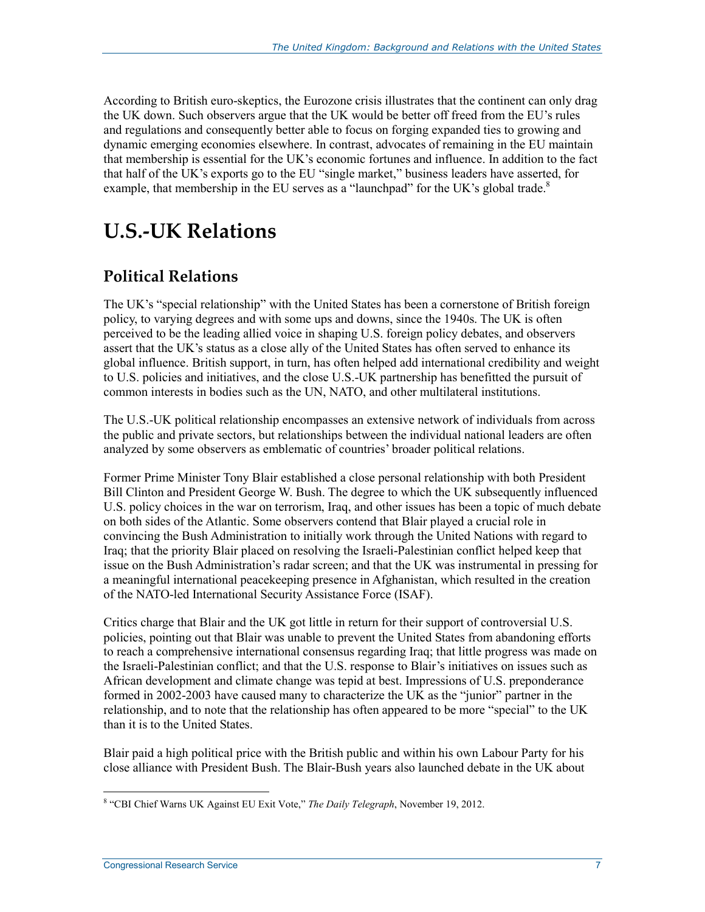According to British euro-skeptics, the Eurozone crisis illustrates that the continent can only drag the UK down. Such observers argue that the UK would be better off freed from the EU's rules and regulations and consequently better able to focus on forging expanded ties to growing and dynamic emerging economies elsewhere. In contrast, advocates of remaining in the EU maintain that membership is essential for the UK's economic fortunes and influence. In addition to the fact that half of the UK's exports go to the EU "single market," business leaders have asserted, for example, that membership in the EU serves as a "launchpad" for the UK's global trade.[8]

# U.S.-UK Relations

## Political Relations

The UK's "special relationship" with the United States has been a cornerstone of British foreign policy, to varying degrees and with some ups and downs, since the 1940s. The UK is often perceived to be the leading allied voice in shaping U.S. foreign policy debates, and observers assert that the UK's status as a close ally of the United States has often served to enhance its global influence. British support, in turn, has often helped add international credibility and weight to U.S. policies and initiatives, and the close U.S.-UK partnership has benefitted the pursuit of common interests in bodies such as the UN, NATO, and other multilateral institutions.

The U.S.-UK political relationship encompasses an extensive network of individuals from across the public and private sectors, but relationships between the individual national leaders are often analyzed by some observers as emblematic of countries' broader political relations.

Former Prime Minister Tony Blair established a close personal relationship with both President Bill Clinton and President George W. Bush. The degree to which the UK subsequently influenced U.S. policy choices in the war on terrorism, Iraq, and other issues has been a topic of much debate on both sides of the Atlantic. Some observers contend that Blair played a crucial role in convincing the Bush Administration to initially work through the United Nations with regard to Iraq; that the priority Blair placed on resolving the Israeli-Palestinian conflict helped keep that issue on the Bush Administration's radar screen; and that the UK was instrumental in pressing for a meaningful international peacekeeping presence in Afghanistan, which resulted in the creation of the NATO-led International Security Assistance Force (ISAF).

Critics charge that Blair and the UK got little in return for their support of controversial U.S. policies, pointing out that Blair was unable to prevent the United States from abandoning efforts to reach a comprehensive international consensus regarding Iraq; that little progress was made on the Israeli-Palestinian conflict; and that the U.S. response to Blair's initiatives on issues such as African development and climate change was tepid at best. Impressions of U.S. preponderance formed in 2002-2003 have caused many to characterize the UK as the "junior" partner in the relationship, and to note that the relationship has often appeared to be more "special" to the UK than it is to the United States.

Blair paid a high political price with the British public and within his own Labour Party for his close alliance with President Bush. The Blair-Bush years also launched debate in the UK about

[8] "CBI Chief Warns UK Against EU Exit Vote," *The Daily Telegraph*, November 19, 2012.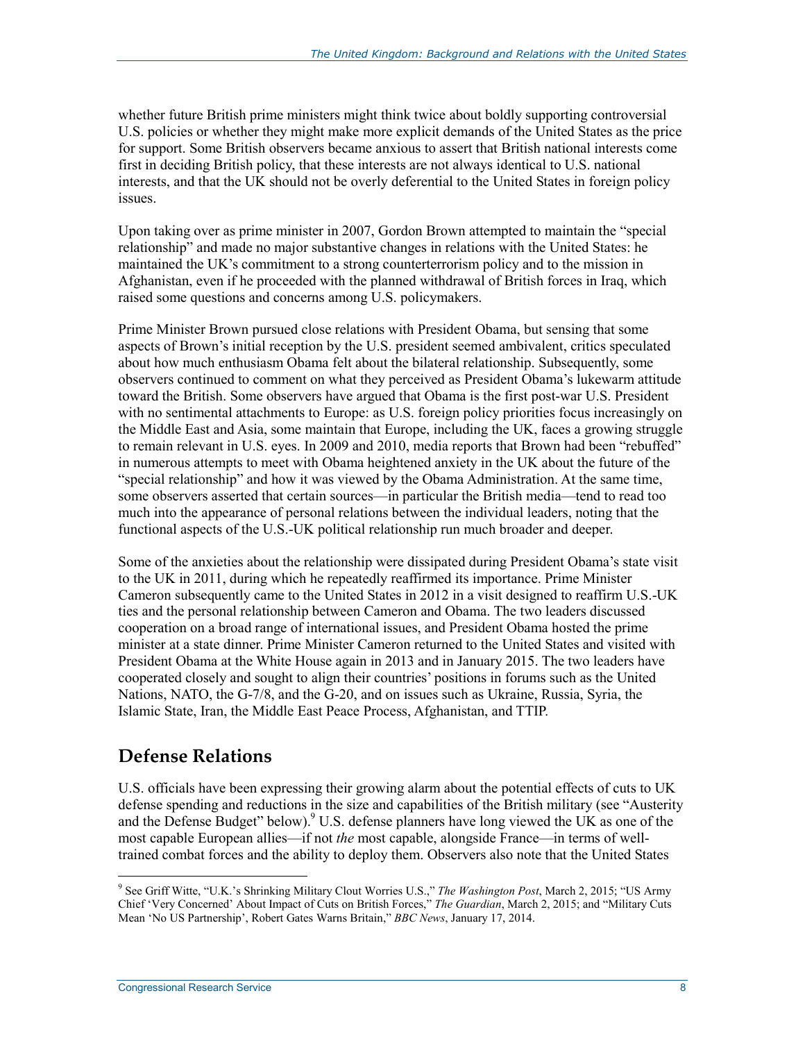whether future British prime ministers might think twice about boldly supporting controversial U.S. policies or whether they might make more explicit demands of the United States as the price for support. Some British observers became anxious to assert that British national interests come first in deciding British policy, that these interests are not always identical to U.S. national interests, and that the UK should not be overly deferential to the United States in foreign policy issues.

Upon taking over as prime minister in 2007, Gordon Brown attempted to maintain the "special relationship" and made no major substantive changes in relations with the United States: he maintained the UK's commitment to a strong counterterrorism policy and to the mission in Afghanistan, even if he proceeded with the planned withdrawal of British forces in Iraq, which raised some questions and concerns among U.S. policymakers.

Prime Minister Brown pursued close relations with President Obama, but sensing that some aspects of Brown's initial reception by the U.S. president seemed ambivalent, critics speculated about how much enthusiasm Obama felt about the bilateral relationship. Subsequently, some observers continued to comment on what they perceived as President Obama's lukewarm attitude toward the British. Some observers have argued that Obama is the first post-war U.S. President with no sentimental attachments to Europe: as U.S. foreign policy priorities focus increasingly on the Middle East and Asia, some maintain that Europe, including the UK, faces a growing struggle to remain relevant in U.S. eyes. In 2009 and 2010, media reports that Brown had been "rebuffed" in numerous attempts to meet with Obama heightened anxiety in the UK about the future of the "special relationship" and how it was viewed by the Obama Administration. At the same time, some observers asserted that certain sources—in particular the British media—tend to read too much into the appearance of personal relations between the individual leaders, noting that the functional aspects of the U.S.-UK political relationship run much broader and deeper.

Some of the anxieties about the relationship were dissipated during President Obama's state visit to the UK in 2011, during which he repeatedly reaffirmed its importance. Prime Minister Cameron subsequently came to the United States in 2012 in a visit designed to reaffirm U.S.-UK ties and the personal relationship between Cameron and Obama. The two leaders discussed cooperation on a broad range of international issues, and President Obama hosted the prime minister at a state dinner. Prime Minister Cameron returned to the United States and visited with President Obama at the White House again in 2013 and in January 2015. The two leaders have cooperated closely and sought to align their countries' positions in forums such as the United Nations, NATO, the G-7/8, and the G-20, and on issues such as Ukraine, Russia, Syria, the Islamic State, Iran, the Middle East Peace Process, Afghanistan, and TTIP.

## Defense Relations

U.S. officials have been expressing their growing alarm about the potential effects of cuts to UK defense spending and reductions in the size and capabilities of the British military (see "Austerity and the Defense Budget" below).[9] U.S. defense planners have long viewed the UK as one of the most capable European allies—if not *the* most capable, alongside France—in terms of well-trained combat forces and the ability to deploy them. Observers also note that the United States

[9] See Griff Witte, "U.K.'s Shrinking Military Clout Worries U.S.," *The Washington Post*, March 2, 2015; "US Army Chief 'Very Concerned' About Impact of Cuts on British Forces," *The Guardian*, March 2, 2015; and "Military Cuts Mean 'No US Partnership', Robert Gates Warns Britain," *BBC News*, January 17, 2014.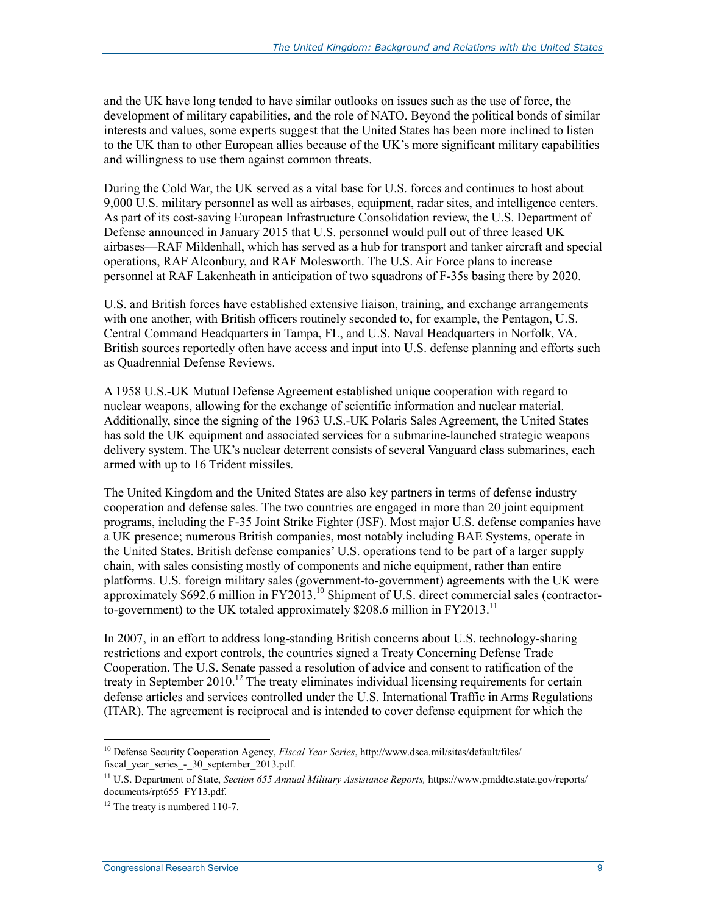and the UK have long tended to have similar outlooks on issues such as the use of force, the development of military capabilities, and the role of NATO. Beyond the political bonds of similar interests and values, some experts suggest that the United States has been more inclined to listen to the UK than to other European allies because of the UK's more significant military capabilities and willingness to use them against common threats.

During the Cold War, the UK served as a vital base for U.S. forces and continues to host about 9,000 U.S. military personnel as well as airbases, equipment, radar sites, and intelligence centers. As part of its cost-saving European Infrastructure Consolidation review, the U.S. Department of Defense announced in January 2015 that U.S. personnel would pull out of three leased UK airbases—RAF Mildenhall, which has served as a hub for transport and tanker aircraft and special operations, RAF Alconbury, and RAF Molesworth. The U.S. Air Force plans to increase personnel at RAF Lakenheath in anticipation of two squadrons of F-35s basing there by 2020.

U.S. and British forces have established extensive liaison, training, and exchange arrangements with one another, with British officers routinely seconded to, for example, the Pentagon, U.S. Central Command Headquarters in Tampa, FL, and U.S. Naval Headquarters in Norfolk, VA. British sources reportedly often have access and input into U.S. defense planning and efforts such as Quadrennial Defense Reviews.

A 1958 U.S.-UK Mutual Defense Agreement established unique cooperation with regard to nuclear weapons, allowing for the exchange of scientific information and nuclear material. Additionally, since the signing of the 1963 U.S.-UK Polaris Sales Agreement, the United States has sold the UK equipment and associated services for a submarine-launched strategic weapons delivery system. The UK's nuclear deterrent consists of several Vanguard class submarines, each armed with up to 16 Trident missiles.

The United Kingdom and the United States are also key partners in terms of defense industry cooperation and defense sales. The two countries are engaged in more than 20 joint equipment programs, including the F-35 Joint Strike Fighter (JSF). Most major U.S. defense companies have a UK presence; numerous British companies, most notably including BAE Systems, operate in the United States. British defense companies' U.S. operations tend to be part of a larger supply chain, with sales consisting mostly of components and niche equipment, rather than entire platforms. U.S. foreign military sales (government-to-government) agreements with the UK were approximately $692.6 million in FY2013.[10] Shipment of U.S. direct commercial sales (contractor-to-government) to the UK totaled approximately $208.6 million in FY2013.[11]

In 2007, in an effort to address long-standing British concerns about U.S. technology-sharing restrictions and export controls, the countries signed a Treaty Concerning Defense Trade Cooperation. The U.S. Senate passed a resolution of advice and consent to ratification of the treaty in September 2010.[12] The treaty eliminates individual licensing requirements for certain defense articles and services controlled under the U.S. International Traffic in Arms Regulations (ITAR). The agreement is reciprocal and is intended to cover defense equipment for which the

---

[10] Defense Security Cooperation Agency, *Fiscal Year Series*, http://www.dsca.mil/sites/default/files/fiscal_year_series_-_30_september_2013.pdf.

[11] U.S. Department of State, *Section 655 Annual Military Assistance Reports,* https://www.pmddtc.state.gov/reports/documents/rpt655_FY13.pdf.

[12] The treaty is numbered 110-7.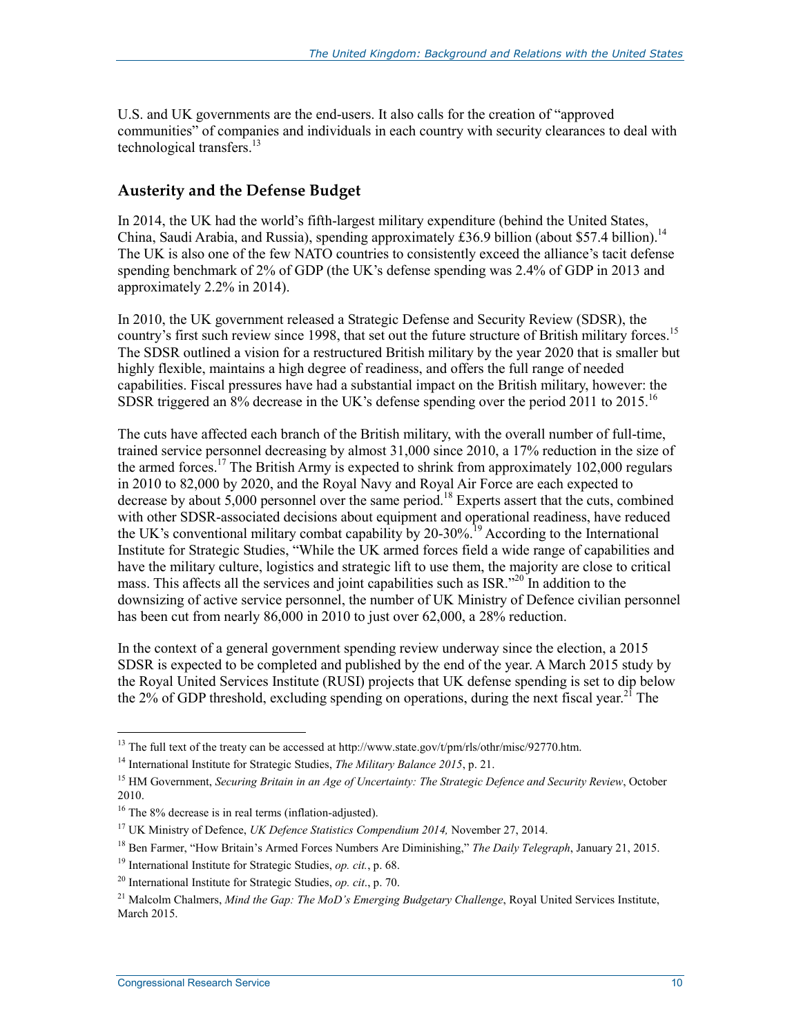U.S. and UK governments are the end-users. It also calls for the creation of "approved communities" of companies and individuals in each country with security clearances to deal with technological transfers.[13]

## Austerity and the Defense Budget

In 2014, the UK had the world's fifth-largest military expenditure (behind the United States, China, Saudi Arabia, and Russia), spending approximately £36.9 billion (about $57.4 billion).[14] The UK is also one of the few NATO countries to consistently exceed the alliance's tacit defense spending benchmark of 2% of GDP (the UK's defense spending was 2.4% of GDP in 2013 and approximately 2.2% in 2014).

In 2010, the UK government released a Strategic Defense and Security Review (SDSR), the country's first such review since 1998, that set out the future structure of British military forces.[15] The SDSR outlined a vision for a restructured British military by the year 2020 that is smaller but highly flexible, maintains a high degree of readiness, and offers the full range of needed capabilities. Fiscal pressures have had a substantial impact on the British military, however: the SDSR triggered an 8% decrease in the UK's defense spending over the period 2011 to 2015.[16]

The cuts have affected each branch of the British military, with the overall number of full-time, trained service personnel decreasing by almost 31,000 since 2010, a 17% reduction in the size of the armed forces.[17] The British Army is expected to shrink from approximately 102,000 regulars in 2010 to 82,000 by 2020, and the Royal Navy and Royal Air Force are each expected to decrease by about 5,000 personnel over the same period.[18] Experts assert that the cuts, combined with other SDSR-associated decisions about equipment and operational readiness, have reduced the UK's conventional military combat capability by 20-30%.[19] According to the International Institute for Strategic Studies, "While the UK armed forces field a wide range of capabilities and have the military culture, logistics and strategic lift to use them, the majority are close to critical mass. This affects all the services and joint capabilities such as ISR."[20] In addition to the downsizing of active service personnel, the number of UK Ministry of Defence civilian personnel has been cut from nearly 86,000 in 2010 to just over 62,000, a 28% reduction.

In the context of a general government spending review underway since the election, a 2015 SDSR is expected to be completed and published by the end of the year. A March 2015 study by the Royal United Services Institute (RUSI) projects that UK defense spending is set to dip below the 2% of GDP threshold, excluding spending on operations, during the next fiscal year.[21] The

---

[13] The full text of the treaty can be accessed at http://www.state.gov/t/pm/rls/othr/misc/92770.htm.

[14] International Institute for Strategic Studies, *The Military Balance 2015*, p. 21.

[15] HM Government, *Securing Britain in an Age of Uncertainty: The Strategic Defence and Security Review*, October 2010.

[16] The 8% decrease is in real terms (inflation-adjusted).

[17] UK Ministry of Defence, *UK Defence Statistics Compendium 2014,* November 27, 2014.

[18] Ben Farmer, "How Britain's Armed Forces Numbers Are Diminishing," *The Daily Telegraph*, January 21, 2015.

[19] International Institute for Strategic Studies, *op. cit.*, p. 68.

[20] International Institute for Strategic Studies, *op. cit*., p. 70.

[21] Malcolm Chalmers, *Mind the Gap: The MoD's Emerging Budgetary Challenge*, Royal United Services Institute, March 2015.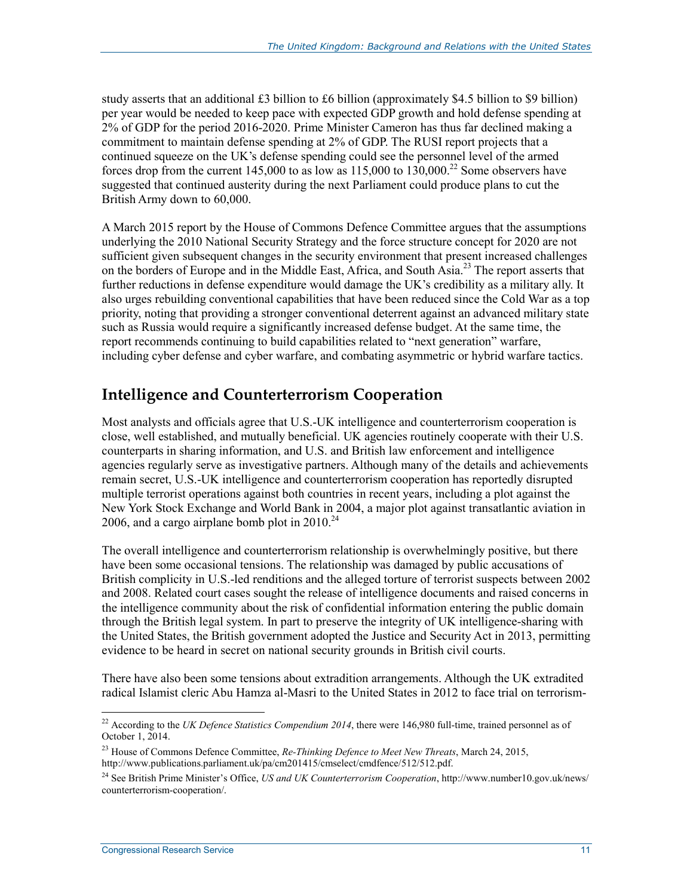study asserts that an additional £3 billion to £6 billion (approximately $4.5 billion to $9 billion) per year would be needed to keep pace with expected GDP growth and hold defense spending at 2% of GDP for the period 2016-2020. Prime Minister Cameron has thus far declined making a commitment to maintain defense spending at 2% of GDP. The RUSI report projects that a continued squeeze on the UK's defense spending could see the personnel level of the armed forces drop from the current 145,000 to as low as 115,000 to 130,000.[22] Some observers have suggested that continued austerity during the next Parliament could produce plans to cut the British Army down to 60,000.

A March 2015 report by the House of Commons Defence Committee argues that the assumptions underlying the 2010 National Security Strategy and the force structure concept for 2020 are not sufficient given subsequent changes in the security environment that present increased challenges on the borders of Europe and in the Middle East, Africa, and South Asia.[23] The report asserts that further reductions in defense expenditure would damage the UK's credibility as a military ally. It also urges rebuilding conventional capabilities that have been reduced since the Cold War as a top priority, noting that providing a stronger conventional deterrent against an advanced military state such as Russia would require a significantly increased defense budget. At the same time, the report recommends continuing to build capabilities related to "next generation" warfare, including cyber defense and cyber warfare, and combating asymmetric or hybrid warfare tactics.

## Intelligence and Counterterrorism Cooperation

Most analysts and officials agree that U.S.-UK intelligence and counterterrorism cooperation is close, well established, and mutually beneficial. UK agencies routinely cooperate with their U.S. counterparts in sharing information, and U.S. and British law enforcement and intelligence agencies regularly serve as investigative partners. Although many of the details and achievements remain secret, U.S.-UK intelligence and counterterrorism cooperation has reportedly disrupted multiple terrorist operations against both countries in recent years, including a plot against the New York Stock Exchange and World Bank in 2004, a major plot against transatlantic aviation in 2006, and a cargo airplane bomb plot in 2010.[24]

The overall intelligence and counterterrorism relationship is overwhelmingly positive, but there have been some occasional tensions. The relationship was damaged by public accusations of British complicity in U.S.-led renditions and the alleged torture of terrorist suspects between 2002 and 2008. Related court cases sought the release of intelligence documents and raised concerns in the intelligence community about the risk of confidential information entering the public domain through the British legal system. In part to preserve the integrity of UK intelligence-sharing with the United States, the British government adopted the Justice and Security Act in 2013, permitting evidence to be heard in secret on national security grounds in British civil courts.

There have also been some tensions about extradition arrangements. Although the UK extradited radical Islamist cleric Abu Hamza al-Masri to the United States in 2012 to face trial on terrorism-

---

[22] According to the *UK Defence Statistics Compendium 2014*, there were 146,980 full-time, trained personnel as of October 1, 2014.

[23] House of Commons Defence Committee, *Re-Thinking Defence to Meet New Threats*, March 24, 2015, http://www.publications.parliament.uk/pa/cm201415/cmselect/cmdfence/512/512.pdf.

[24] See British Prime Minister's Office, *US and UK Counterterrorism Cooperation*, http://www.number10.gov.uk/news/counterterrorism-cooperation/.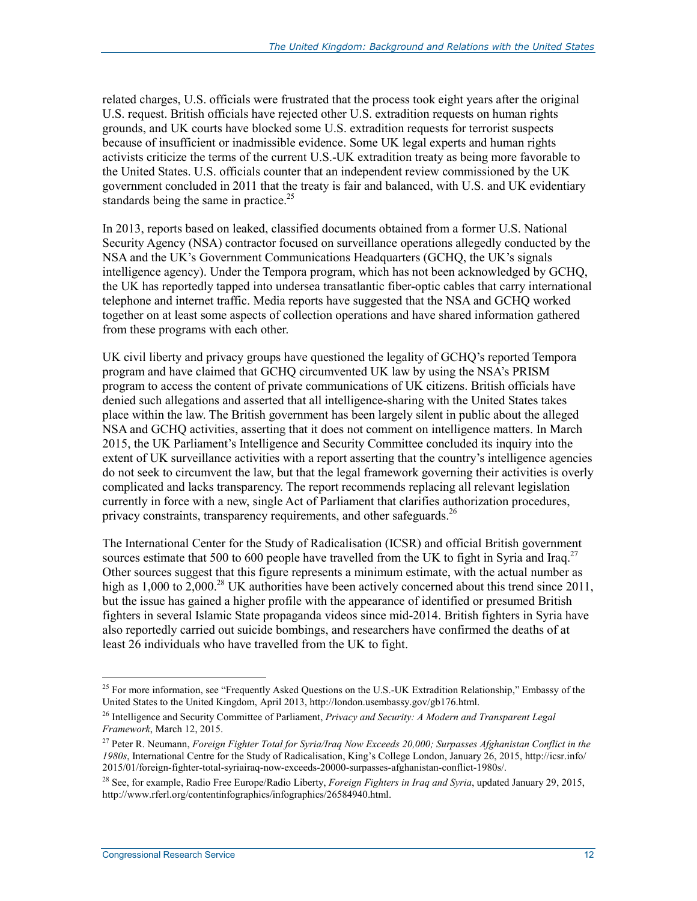related charges, U.S. officials were frustrated that the process took eight years after the original U.S. request. British officials have rejected other U.S. extradition requests on human rights grounds, and UK courts have blocked some U.S. extradition requests for terrorist suspects because of insufficient or inadmissible evidence. Some UK legal experts and human rights activists criticize the terms of the current U.S.-UK extradition treaty as being more favorable to the United States. U.S. officials counter that an independent review commissioned by the UK government concluded in 2011 that the treaty is fair and balanced, with U.S. and UK evidentiary standards being the same in practice.[25]

In 2013, reports based on leaked, classified documents obtained from a former U.S. National Security Agency (NSA) contractor focused on surveillance operations allegedly conducted by the NSA and the UK's Government Communications Headquarters (GCHQ, the UK's signals intelligence agency). Under the Tempora program, which has not been acknowledged by GCHQ, the UK has reportedly tapped into undersea transatlantic fiber-optic cables that carry international telephone and internet traffic. Media reports have suggested that the NSA and GCHQ worked together on at least some aspects of collection operations and have shared information gathered from these programs with each other.

UK civil liberty and privacy groups have questioned the legality of GCHQ's reported Tempora program and have claimed that GCHQ circumvented UK law by using the NSA's PRISM program to access the content of private communications of UK citizens. British officials have denied such allegations and asserted that all intelligence-sharing with the United States takes place within the law. The British government has been largely silent in public about the alleged NSA and GCHQ activities, asserting that it does not comment on intelligence matters. In March 2015, the UK Parliament's Intelligence and Security Committee concluded its inquiry into the extent of UK surveillance activities with a report asserting that the country's intelligence agencies do not seek to circumvent the law, but that the legal framework governing their activities is overly complicated and lacks transparency. The report recommends replacing all relevant legislation currently in force with a new, single Act of Parliament that clarifies authorization procedures, privacy constraints, transparency requirements, and other safeguards.[26]

The International Center for the Study of Radicalisation (ICSR) and official British government sources estimate that 500 to 600 people have travelled from the UK to fight in Syria and Iraq.[27] Other sources suggest that this figure represents a minimum estimate, with the actual number as high as 1,000 to 2,000.[28] UK authorities have been actively concerned about this trend since 2011, but the issue has gained a higher profile with the appearance of identified or presumed British fighters in several Islamic State propaganda videos since mid-2014. British fighters in Syria have also reportedly carried out suicide bombings, and researchers have confirmed the deaths of at least 26 individuals who have travelled from the UK to fight.

---

[25] For more information, see "Frequently Asked Questions on the U.S.-UK Extradition Relationship," Embassy of the United States to the United Kingdom, April 2013, http://london.usembassy.gov/gb176.html.

[26] Intelligence and Security Committee of Parliament, *Privacy and Security: A Modern and Transparent Legal Framework*, March 12, 2015.

[27] Peter R. Neumann, *Foreign Fighter Total for Syria/Iraq Now Exceeds 20,000; Surpasses Afghanistan Conflict in the 1980s*, International Centre for the Study of Radicalisation, King's College London, January 26, 2015, http://icsr.info/2015/01/foreign-fighter-total-syriairaq-now-exceeds-20000-surpasses-afghanistan-conflict-1980s/.

[28] See, for example, Radio Free Europe/Radio Liberty, *Foreign Fighters in Iraq and Syria*, updated January 29, 2015, http://www.rferl.org/contentinfographics/infographics/26584940.html.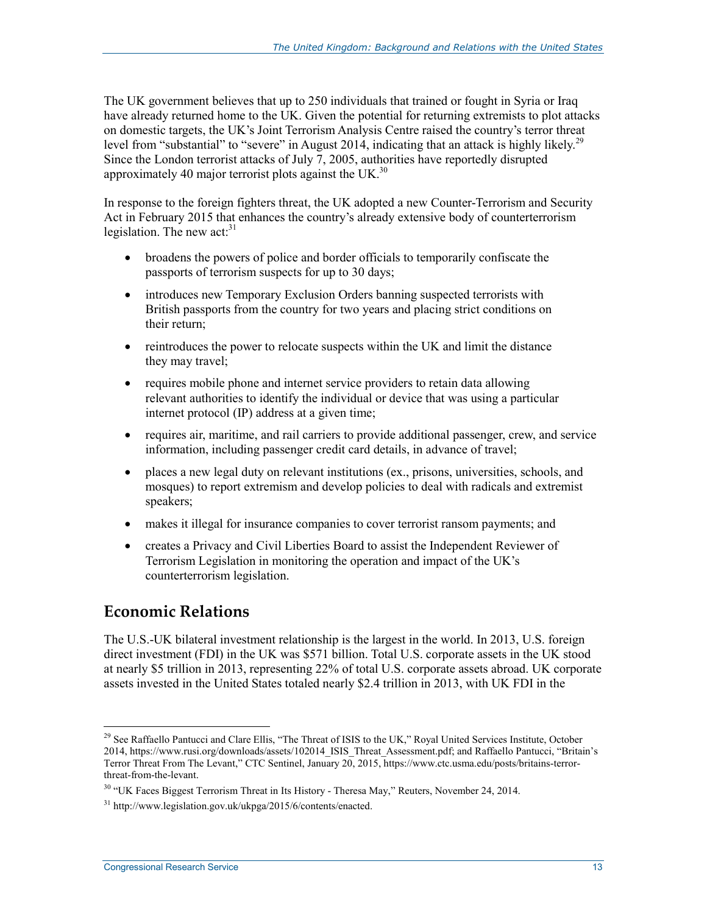The UK government believes that up to 250 individuals that trained or fought in Syria or Iraq have already returned home to the UK. Given the potential for returning extremists to plot attacks on domestic targets, the UK's Joint Terrorism Analysis Centre raised the country's terror threat level from "substantial" to "severe" in August 2014, indicating that an attack is highly likely.[29] Since the London terrorist attacks of July 7, 2005, authorities have reportedly disrupted approximately 40 major terrorist plots against the UK.[30]

In response to the foreign fighters threat, the UK adopted a new Counter-Terrorism and Security Act in February 2015 that enhances the country's already extensive body of counterterrorism legislation. The new act:[31]

- broadens the powers of police and border officials to temporarily confiscate the passports of terrorism suspects for up to 30 days;
- introduces new Temporary Exclusion Orders banning suspected terrorists with British passports from the country for two years and placing strict conditions on their return;
- reintroduces the power to relocate suspects within the UK and limit the distance they may travel;
- requires mobile phone and internet service providers to retain data allowing relevant authorities to identify the individual or device that was using a particular internet protocol (IP) address at a given time;
- requires air, maritime, and rail carriers to provide additional passenger, crew, and service information, including passenger credit card details, in advance of travel;
- places a new legal duty on relevant institutions (ex., prisons, universities, schools, and mosques) to report extremism and develop policies to deal with radicals and extremist speakers;
- makes it illegal for insurance companies to cover terrorist ransom payments; and
- creates a Privacy and Civil Liberties Board to assist the Independent Reviewer of Terrorism Legislation in monitoring the operation and impact of the UK's counterterrorism legislation.

## Economic Relations

The U.S.-UK bilateral investment relationship is the largest in the world. In 2013, U.S. foreign direct investment (FDI) in the UK was $571 billion. Total U.S. corporate assets in the UK stood at nearly $5 trillion in 2013, representing 22% of total U.S. corporate assets abroad. UK corporate assets invested in the United States totaled nearly $2.4 trillion in 2013, with UK FDI in the

---

[29] See Raffaello Pantucci and Clare Ellis, "The Threat of ISIS to the UK," Royal United Services Institute, October 2014, https://www.rusi.org/downloads/assets/102014_ISIS_Threat_Assessment.pdf; and Raffaello Pantucci, "Britain's Terror Threat From The Levant," CTC Sentinel, January 20, 2015, https://www.ctc.usma.edu/posts/britains-terror-threat-from-the-levant.

[30] "UK Faces Biggest Terrorism Threat in Its History - Theresa May," Reuters, November 24, 2014.

[31] http://www.legislation.gov.uk/ukpga/2015/6/contents/enacted.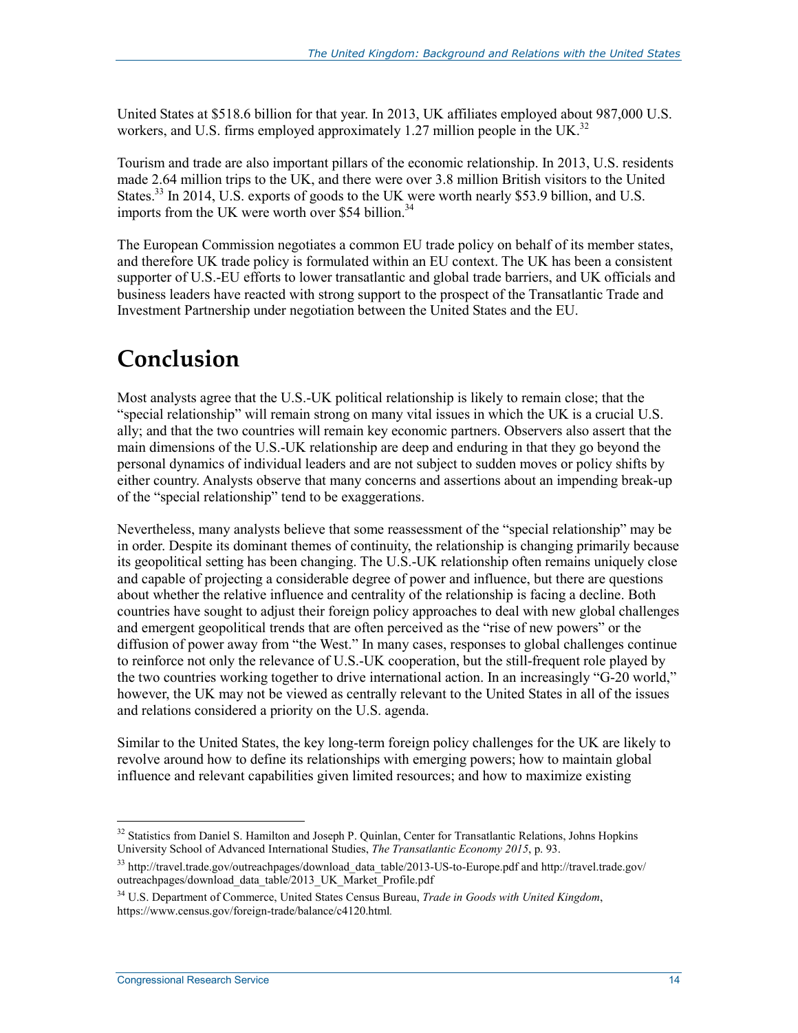United States at $518.6 billion for that year. In 2013, UK affiliates employed about 987,000 U.S. workers, and U.S. firms employed approximately 1.27 million people in the UK.[32]

Tourism and trade are also important pillars of the economic relationship. In 2013, U.S. residents made 2.64 million trips to the UK, and there were over 3.8 million British visitors to the United States.[33] In 2014, U.S. exports of goods to the UK were worth nearly $53.9 billion, and U.S. imports from the UK were worth over $54 billion.[34]

The European Commission negotiates a common EU trade policy on behalf of its member states, and therefore UK trade policy is formulated within an EU context. The UK has been a consistent supporter of U.S.-EU efforts to lower transatlantic and global trade barriers, and UK officials and business leaders have reacted with strong support to the prospect of the Transatlantic Trade and Investment Partnership under negotiation between the United States and the EU.

# Conclusion

Most analysts agree that the U.S.-UK political relationship is likely to remain close; that the "special relationship" will remain strong on many vital issues in which the UK is a crucial U.S. ally; and that the two countries will remain key economic partners. Observers also assert that the main dimensions of the U.S.-UK relationship are deep and enduring in that they go beyond the personal dynamics of individual leaders and are not subject to sudden moves or policy shifts by either country. Analysts observe that many concerns and assertions about an impending break-up of the "special relationship" tend to be exaggerations.

Nevertheless, many analysts believe that some reassessment of the "special relationship" may be in order. Despite its dominant themes of continuity, the relationship is changing primarily because its geopolitical setting has been changing. The U.S.-UK relationship often remains uniquely close and capable of projecting a considerable degree of power and influence, but there are questions about whether the relative influence and centrality of the relationship is facing a decline. Both countries have sought to adjust their foreign policy approaches to deal with new global challenges and emergent geopolitical trends that are often perceived as the "rise of new powers" or the diffusion of power away from "the West." In many cases, responses to global challenges continue to reinforce not only the relevance of U.S.-UK cooperation, but the still-frequent role played by the two countries working together to drive international action. In an increasingly "G-20 world," however, the UK may not be viewed as centrally relevant to the United States in all of the issues and relations considered a priority on the U.S. agenda.

Similar to the United States, the key long-term foreign policy challenges for the UK are likely to revolve around how to define its relationships with emerging powers; how to maintain global influence and relevant capabilities given limited resources; and how to maximize existing

---

[32] Statistics from Daniel S. Hamilton and Joseph P. Quinlan, Center for Transatlantic Relations, Johns Hopkins University School of Advanced International Studies, *The Transatlantic Economy 2015*, p. 93.

[33] http://travel.trade.gov/outreachpages/download_data_table/2013-US-to-Europe.pdf and http://travel.trade.gov/outreachpages/download_data_table/2013_UK_Market_Profile.pdf

[34] U.S. Department of Commerce, United States Census Bureau, *Trade in Goods with United Kingdom*, https://www.census.gov/foreign-trade/balance/c4120.html.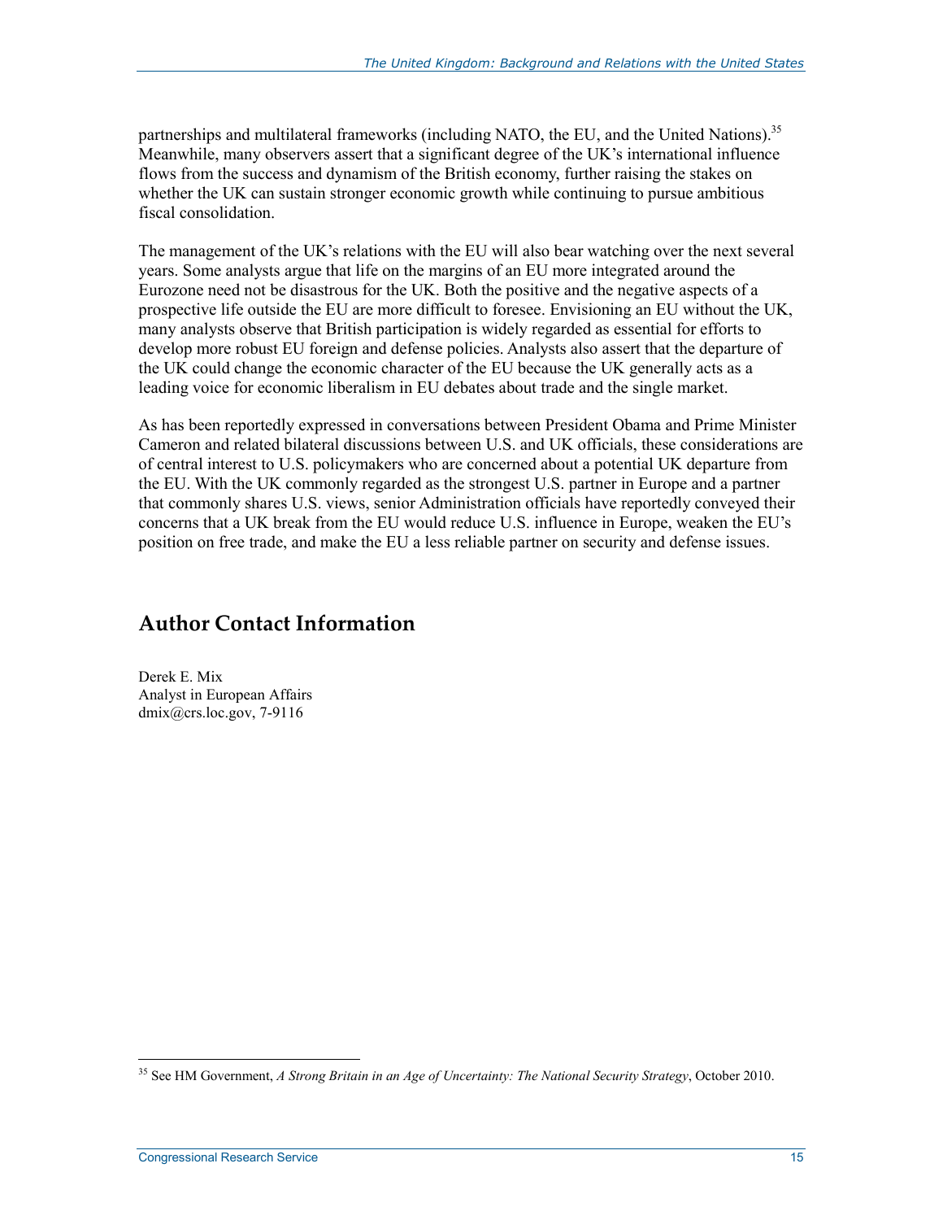partnerships and multilateral frameworks (including NATO, the EU, and the United Nations).[35] Meanwhile, many observers assert that a significant degree of the UK's international influence flows from the success and dynamism of the British economy, further raising the stakes on whether the UK can sustain stronger economic growth while continuing to pursue ambitious fiscal consolidation.

The management of the UK's relations with the EU will also bear watching over the next several years. Some analysts argue that life on the margins of an EU more integrated around the Eurozone need not be disastrous for the UK. Both the positive and the negative aspects of a prospective life outside the EU are more difficult to foresee. Envisioning an EU without the UK, many analysts observe that British participation is widely regarded as essential for efforts to develop more robust EU foreign and defense policies. Analysts also assert that the departure of the UK could change the economic character of the EU because the UK generally acts as a leading voice for economic liberalism in EU debates about trade and the single market.

As has been reportedly expressed in conversations between President Obama and Prime Minister Cameron and related bilateral discussions between U.S. and UK officials, these considerations are of central interest to U.S. policymakers who are concerned about a potential UK departure from the EU. With the UK commonly regarded as the strongest U.S. partner in Europe and a partner that commonly shares U.S. views, senior Administration officials have reportedly conveyed their concerns that a UK break from the EU would reduce U.S. influence in Europe, weaken the EU's position on free trade, and make the EU a less reliable partner on security and defense issues.

## Author Contact Information

Derek E. Mix
Analyst in European Affairs
dmix@crs.loc.gov, 7-9116

[35] See HM Government, *A Strong Britain in an Age of Uncertainty: The National Security Strategy*, October 2010.